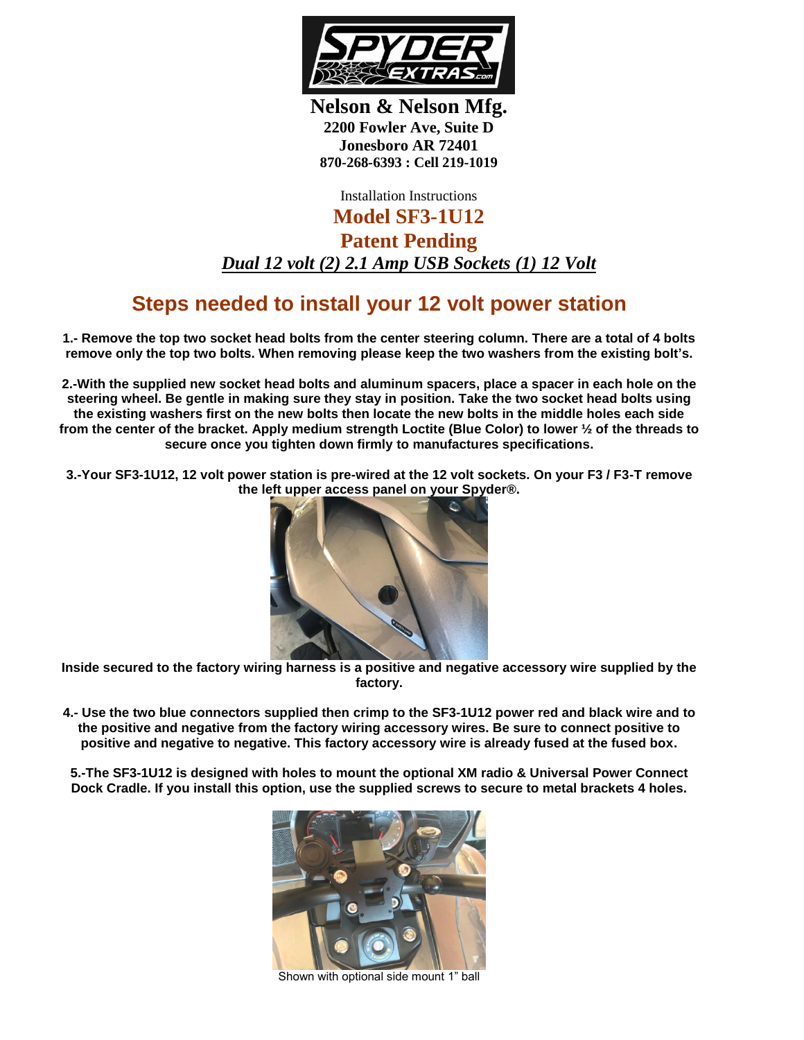**Nelson & Nelson Mfg.**
**2200 Fowler Ave, Suite D**
**Jonesboro AR 72401**
**870-268-6393 : Cell 219-1019**

Installation Instructions

# Model SF3-1U12

# Patent Pending

***Dual 12 volt (2) 2.1 Amp USB Sockets (1) 12 Volt***

## Steps needed to install your 12 volt power station

**1.- Remove the top two socket head bolts from the center steering column. There are a total of 4 bolts remove only the top two bolts. When removing please keep the two washers from the existing bolt's.**

**2.-With the supplied new socket head bolts and aluminum spacers, place a spacer in each hole on the steering wheel. Be gentle in making sure they stay in position. Take the two socket head bolts using the existing washers first on the new bolts then locate the new bolts in the middle holes each side from the center of the bracket. Apply medium strength Loctite (Blue Color) to lower ½ of the threads to secure once you tighten down firmly to manufactures specifications.**

**3.-Your SF3-1U12, 12 volt power station is pre-wired at the 12 volt sockets. On your F3 / F3-T remove the left upper access panel on your Spyder®.**

**Inside secured to the factory wiring harness is a positive and negative accessory wire supplied by the factory.**

**4.- Use the two blue connectors supplied then crimp to the SF3-1U12 power red and black wire and to the positive and negative from the factory wiring accessory wires. Be sure to connect positive to positive and negative to negative. This factory accessory wire is already fused at the fused box.**

**5.-The SF3-1U12 is designed with holes to mount the optional XM radio & Universal Power Connect Dock Cradle. If you install this option, use the supplied screws to secure to metal brackets 4 holes.**

Shown with optional side mount 1" ball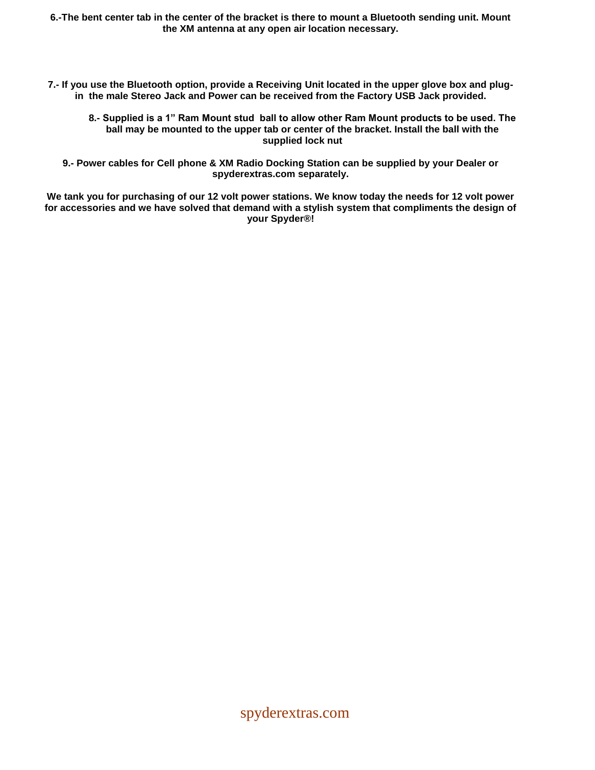**6.-The bent center tab in the center of the bracket is there to mount a Bluetooth sending unit. Mount the XM antenna at any open air location necessary.**

**7.- If you use the Bluetooth option, provide a Receiving Unit located in the upper glove box and plug-in the male Stereo Jack and Power can be received from the Factory USB Jack provided.**

**8.- Supplied is a 1" Ram Mount stud ball to allow other Ram Mount products to be used. The ball may be mounted to the upper tab or center of the bracket. Install the ball with the supplied lock nut**

**9.- Power cables for Cell phone & XM Radio Docking Station can be supplied by your Dealer or spyderextras.com separately.**

**We tank you for purchasing of our 12 volt power stations. We know today the needs for 12 volt power for accessories and we have solved that demand with a stylish system that compliments the design of your Spyder®!**

spyderextras.com